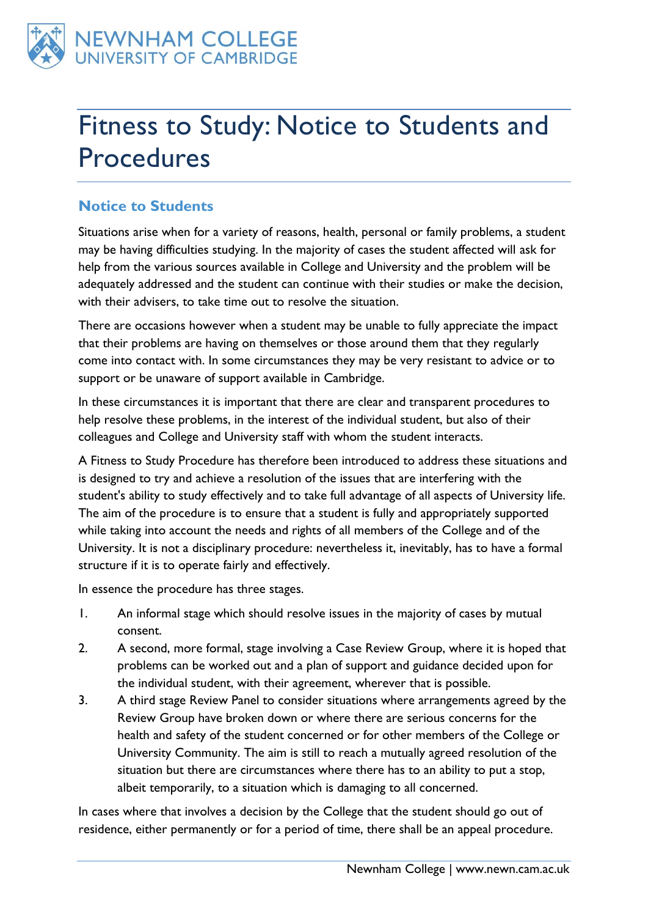# Fitness to Study: Notice to Students and Procedures

## Notice to Students

Situations arise when for a variety of reasons, health, personal or family problems, a student may be having difficulties studying. In the majority of cases the student affected will ask for help from the various sources available in College and University and the problem will be adequately addressed and the student can continue with their studies or make the decision, with their advisers, to take time out to resolve the situation.

There are occasions however when a student may be unable to fully appreciate the impact that their problems are having on themselves or those around them that they regularly come into contact with. In some circumstances they may be very resistant to advice or to support or be unaware of support available in Cambridge.

In these circumstances it is important that there are clear and transparent procedures to help resolve these problems, in the interest of the individual student, but also of their colleagues and College and University staff with whom the student interacts.

A Fitness to Study Procedure has therefore been introduced to address these situations and is designed to try and achieve a resolution of the issues that are interfering with the student's ability to study effectively and to take full advantage of all aspects of University life. The aim of the procedure is to ensure that a student is fully and appropriately supported while taking into account the needs and rights of all members of the College and of the University. It is not a disciplinary procedure: nevertheless it, inevitably, has to have a formal structure if it is to operate fairly and effectively.

In essence the procedure has three stages.

1. An informal stage which should resolve issues in the majority of cases by mutual consent.
2. A second, more formal, stage involving a Case Review Group, where it is hoped that problems can be worked out and a plan of support and guidance decided upon for the individual student, with their agreement, wherever that is possible.
3. A third stage Review Panel to consider situations where arrangements agreed by the Review Group have broken down or where there are serious concerns for the health and safety of the student concerned or for other members of the College or University Community. The aim is still to reach a mutually agreed resolution of the situation but there are circumstances where there has to an ability to put a stop, albeit temporarily, to a situation which is damaging to all concerned.

In cases where that involves a decision by the College that the student should go out of residence, either permanently or for a period of time, there shall be an appeal procedure.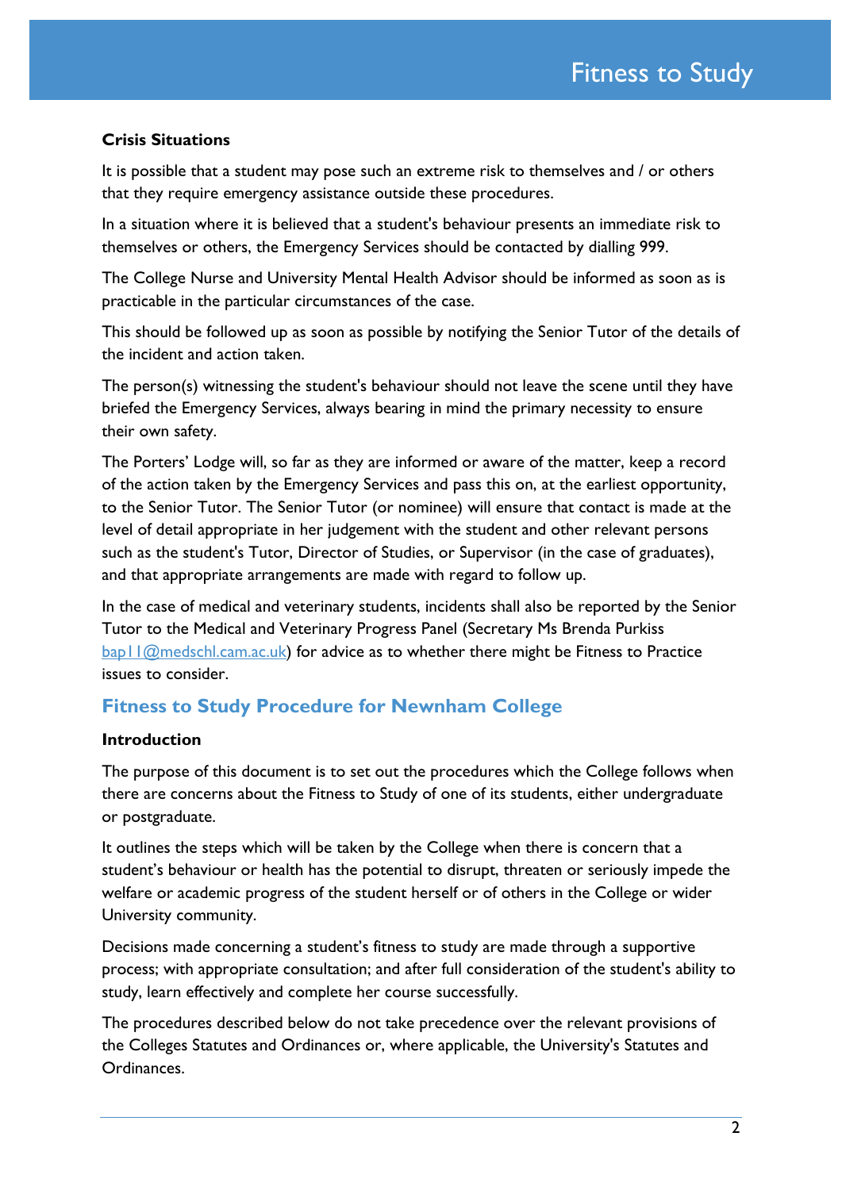### Crisis Situations

It is possible that a student may pose such an extreme risk to themselves and / or others that they require emergency assistance outside these procedures.

In a situation where it is believed that a student's behaviour presents an immediate risk to themselves or others, the Emergency Services should be contacted by dialling 999.

The College Nurse and University Mental Health Advisor should be informed as soon as is practicable in the particular circumstances of the case.

This should be followed up as soon as possible by notifying the Senior Tutor of the details of the incident and action taken.

The person(s) witnessing the student's behaviour should not leave the scene until they have briefed the Emergency Services, always bearing in mind the primary necessity to ensure their own safety.

The Porters' Lodge will, so far as they are informed or aware of the matter, keep a record of the action taken by the Emergency Services and pass this on, at the earliest opportunity, to the Senior Tutor. The Senior Tutor (or nominee) will ensure that contact is made at the level of detail appropriate in her judgement with the student and other relevant persons such as the student's Tutor, Director of Studies, or Supervisor (in the case of graduates), and that appropriate arrangements are made with regard to follow up.

In the case of medical and veterinary students, incidents shall also be reported by the Senior Tutor to the Medical and Veterinary Progress Panel (Secretary Ms Brenda Purkiss bap11@medschl.cam.ac.uk) for advice as to whether there might be Fitness to Practice issues to consider.

## Fitness to Study Procedure for Newnham College

### Introduction

The purpose of this document is to set out the procedures which the College follows when there are concerns about the Fitness to Study of one of its students, either undergraduate or postgraduate.

It outlines the steps which will be taken by the College when there is concern that a student's behaviour or health has the potential to disrupt, threaten or seriously impede the welfare or academic progress of the student herself or of others in the College or wider University community.

Decisions made concerning a student's fitness to study are made through a supportive process; with appropriate consultation; and after full consideration of the student's ability to study, learn effectively and complete her course successfully.

The procedures described below do not take precedence over the relevant provisions of the Colleges Statutes and Ordinances or, where applicable, the University's Statutes and Ordinances.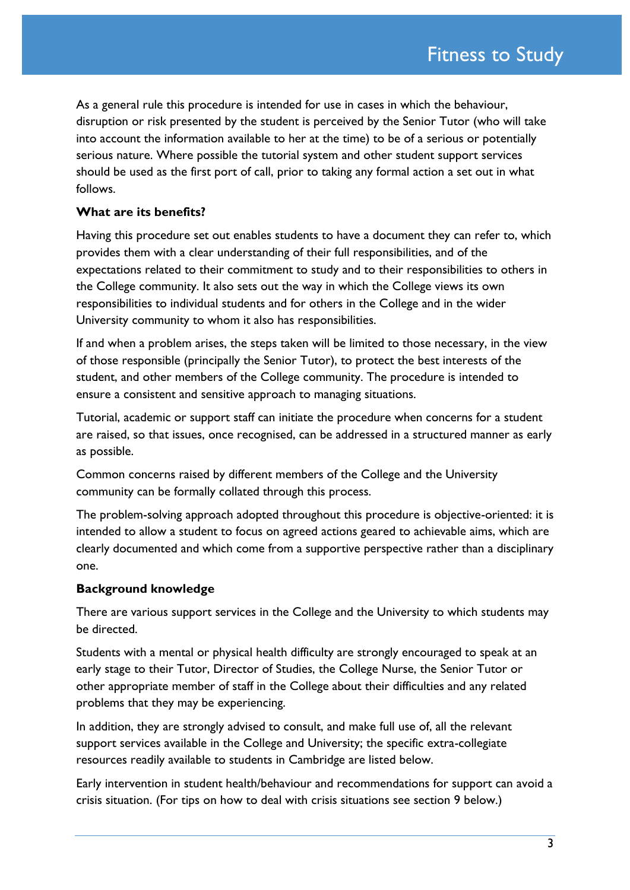As a general rule this procedure is intended for use in cases in which the behaviour, disruption or risk presented by the student is perceived by the Senior Tutor (who will take into account the information available to her at the time) to be of a serious or potentially serious nature. Where possible the tutorial system and other student support services should be used as the first port of call, prior to taking any formal action a set out in what follows.

**What are its benefits?**

Having this procedure set out enables students to have a document they can refer to, which provides them with a clear understanding of their full responsibilities, and of the expectations related to their commitment to study and to their responsibilities to others in the College community. It also sets out the way in which the College views its own responsibilities to individual students and for others in the College and in the wider University community to whom it also has responsibilities.

If and when a problem arises, the steps taken will be limited to those necessary, in the view of those responsible (principally the Senior Tutor), to protect the best interests of the student, and other members of the College community. The procedure is intended to ensure a consistent and sensitive approach to managing situations.

Tutorial, academic or support staff can initiate the procedure when concerns for a student are raised, so that issues, once recognised, can be addressed in a structured manner as early as possible.

Common concerns raised by different members of the College and the University community can be formally collated through this process.

The problem-solving approach adopted throughout this procedure is objective-oriented: it is intended to allow a student to focus on agreed actions geared to achievable aims, which are clearly documented and which come from a supportive perspective rather than a disciplinary one.

**Background knowledge**

There are various support services in the College and the University to which students may be directed.

Students with a mental or physical health difficulty are strongly encouraged to speak at an early stage to their Tutor, Director of Studies, the College Nurse, the Senior Tutor or other appropriate member of staff in the College about their difficulties and any related problems that they may be experiencing.

In addition, they are strongly advised to consult, and make full use of, all the relevant support services available in the College and University; the specific extra-collegiate resources readily available to students in Cambridge are listed below.

Early intervention in student health/behaviour and recommendations for support can avoid a crisis situation. (For tips on how to deal with crisis situations see section 9 below.)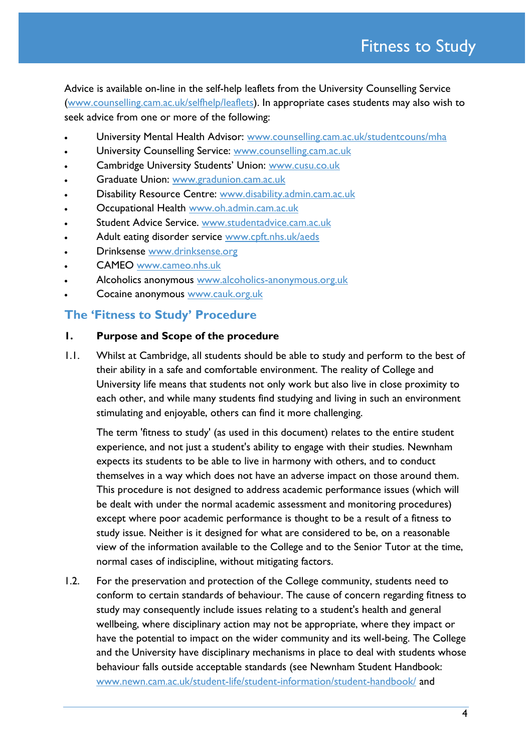Advice is available on-line in the self-help leaflets from the University Counselling Service (www.counselling.cam.ac.uk/selfhelp/leaflets). In appropriate cases students may also wish to seek advice from one or more of the following:

- University Mental Health Advisor: www.counselling.cam.ac.uk/studentcouns/mha
- University Counselling Service: www.counselling.cam.ac.uk
- Cambridge University Students' Union: www.cusu.co.uk
- Graduate Union: www.gradunion.cam.ac.uk
- Disability Resource Centre: www.disability.admin.cam.ac.uk
- Occupational Health www.oh.admin.cam.ac.uk
- Student Advice Service. www.studentadvice.cam.ac.uk
- Adult eating disorder service www.cpft.nhs.uk/aeds
- Drinksense www.drinksense.org
- CAMEO www.cameo.nhs.uk
- Alcoholics anonymous www.alcoholics-anonymous.org.uk
- Cocaine anonymous www.cauk.org.uk

## The 'Fitness to Study' Procedure

### 1. Purpose and Scope of the procedure

1.1. Whilst at Cambridge, all students should be able to study and perform to the best of their ability in a safe and comfortable environment. The reality of College and University life means that students not only work but also live in close proximity to each other, and while many students find studying and living in such an environment stimulating and enjoyable, others can find it more challenging.

The term 'fitness to study' (as used in this document) relates to the entire student experience, and not just a student's ability to engage with their studies. Newnham expects its students to be able to live in harmony with others, and to conduct themselves in a way which does not have an adverse impact on those around them. This procedure is not designed to address academic performance issues (which will be dealt with under the normal academic assessment and monitoring procedures) except where poor academic performance is thought to be a result of a fitness to study issue. Neither is it designed for what are considered to be, on a reasonable view of the information available to the College and to the Senior Tutor at the time, normal cases of indiscipline, without mitigating factors.

1.2. For the preservation and protection of the College community, students need to conform to certain standards of behaviour. The cause of concern regarding fitness to study may consequently include issues relating to a student's health and general wellbeing, where disciplinary action may not be appropriate, where they impact or have the potential to impact on the wider community and its well-being. The College and the University have disciplinary mechanisms in place to deal with students whose behaviour falls outside acceptable standards (see Newnham Student Handbook: www.newn.cam.ac.uk/student-life/student-information/student-handbook/ and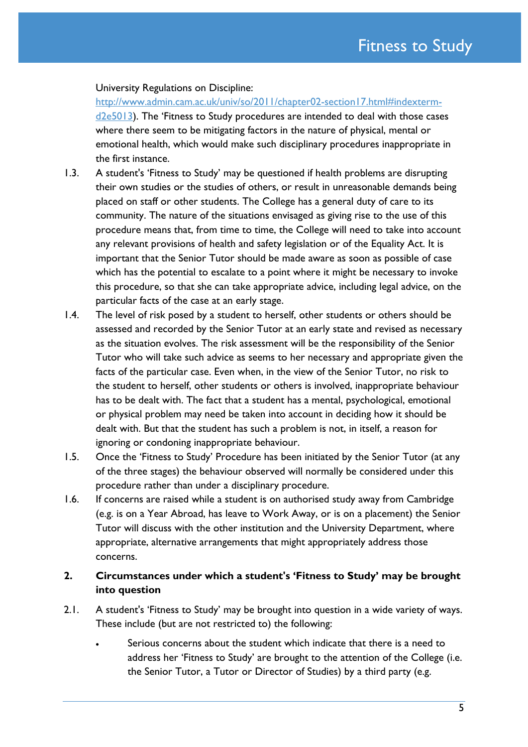University Regulations on Discipline: [http://www.admin.cam.ac.uk/univ/so/2011/chapter02-section17.html#indexterm-d2e5013](http://www.admin.cam.ac.uk/univ/so/2011/chapter02-section17.html#indexterm-d2e5013)). The 'Fitness to Study procedures are intended to deal with those cases where there seem to be mitigating factors in the nature of physical, mental or emotional health, which would make such disciplinary procedures inappropriate in the first instance.

1.3. A student's 'Fitness to Study' may be questioned if health problems are disrupting their own studies or the studies of others, or result in unreasonable demands being placed on staff or other students. The College has a general duty of care to its community. The nature of the situations envisaged as giving rise to the use of this procedure means that, from time to time, the College will need to take into account any relevant provisions of health and safety legislation or of the Equality Act. It is important that the Senior Tutor should be made aware as soon as possible of case which has the potential to escalate to a point where it might be necessary to invoke this procedure, so that she can take appropriate advice, including legal advice, on the particular facts of the case at an early stage.

1.4. The level of risk posed by a student to herself, other students or others should be assessed and recorded by the Senior Tutor at an early state and revised as necessary as the situation evolves. The risk assessment will be the responsibility of the Senior Tutor who will take such advice as seems to her necessary and appropriate given the facts of the particular case. Even when, in the view of the Senior Tutor, no risk to the student to herself, other students or others is involved, inappropriate behaviour has to be dealt with. The fact that a student has a mental, psychological, emotional or physical problem may need be taken into account in deciding how it should be dealt with. But that the student has such a problem is not, in itself, a reason for ignoring or condoning inappropriate behaviour.

1.5. Once the 'Fitness to Study' Procedure has been initiated by the Senior Tutor (at any of the three stages) the behaviour observed will normally be considered under this procedure rather than under a disciplinary procedure.

1.6. If concerns are raised while a student is on authorised study away from Cambridge (e.g. is on a Year Abroad, has leave to Work Away, or is on a placement) the Senior Tutor will discuss with the other institution and the University Department, where appropriate, alternative arrangements that might appropriately address those concerns.

## 2. Circumstances under which a student's 'Fitness to Study' may be brought into question

2.1. A student's 'Fitness to Study' may be brought into question in a wide variety of ways. These include (but are not restricted to) the following:

- Serious concerns about the student which indicate that there is a need to address her 'Fitness to Study' are brought to the attention of the College (i.e. the Senior Tutor, a Tutor or Director of Studies) by a third party (e.g.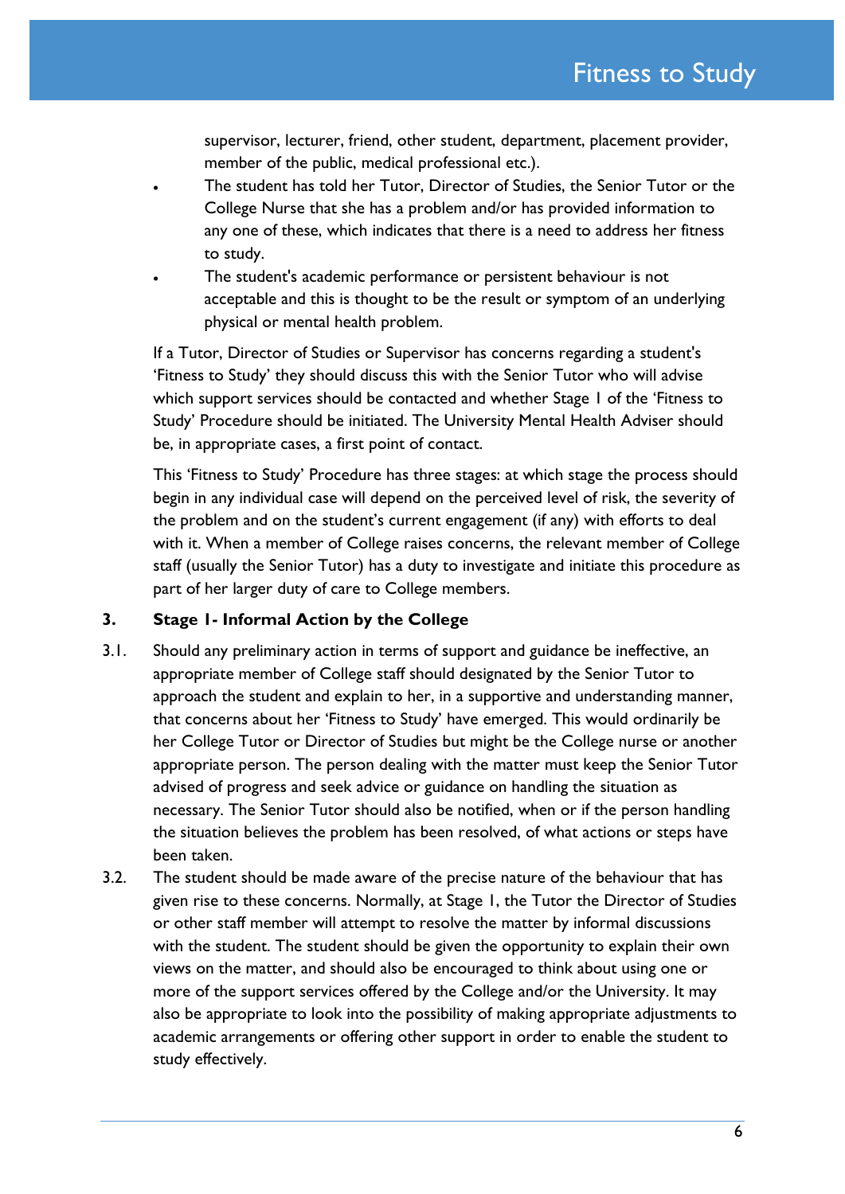supervisor, lecturer, friend, other student, department, placement provider, member of the public, medical professional etc.).

- The student has told her Tutor, Director of Studies, the Senior Tutor or the College Nurse that she has a problem and/or has provided information to any one of these, which indicates that there is a need to address her fitness to study.
- The student's academic performance or persistent behaviour is not acceptable and this is thought to be the result or symptom of an underlying physical or mental health problem.

If a Tutor, Director of Studies or Supervisor has concerns regarding a student's 'Fitness to Study' they should discuss this with the Senior Tutor who will advise which support services should be contacted and whether Stage 1 of the 'Fitness to Study' Procedure should be initiated. The University Mental Health Adviser should be, in appropriate cases, a first point of contact.

This 'Fitness to Study' Procedure has three stages: at which stage the process should begin in any individual case will depend on the perceived level of risk, the severity of the problem and on the student's current engagement (if any) with efforts to deal with it. When a member of College raises concerns, the relevant member of College staff (usually the Senior Tutor) has a duty to investigate and initiate this procedure as part of her larger duty of care to College members.

## 3. Stage 1- Informal Action by the College

3.1. Should any preliminary action in terms of support and guidance be ineffective, an appropriate member of College staff should designated by the Senior Tutor to approach the student and explain to her, in a supportive and understanding manner, that concerns about her 'Fitness to Study' have emerged. This would ordinarily be her College Tutor or Director of Studies but might be the College nurse or another appropriate person. The person dealing with the matter must keep the Senior Tutor advised of progress and seek advice or guidance on handling the situation as necessary. The Senior Tutor should also be notified, when or if the person handling the situation believes the problem has been resolved, of what actions or steps have been taken.

3.2. The student should be made aware of the precise nature of the behaviour that has given rise to these concerns. Normally, at Stage 1, the Tutor the Director of Studies or other staff member will attempt to resolve the matter by informal discussions with the student. The student should be given the opportunity to explain their own views on the matter, and should also be encouraged to think about using one or more of the support services offered by the College and/or the University. It may also be appropriate to look into the possibility of making appropriate adjustments to academic arrangements or offering other support in order to enable the student to study effectively.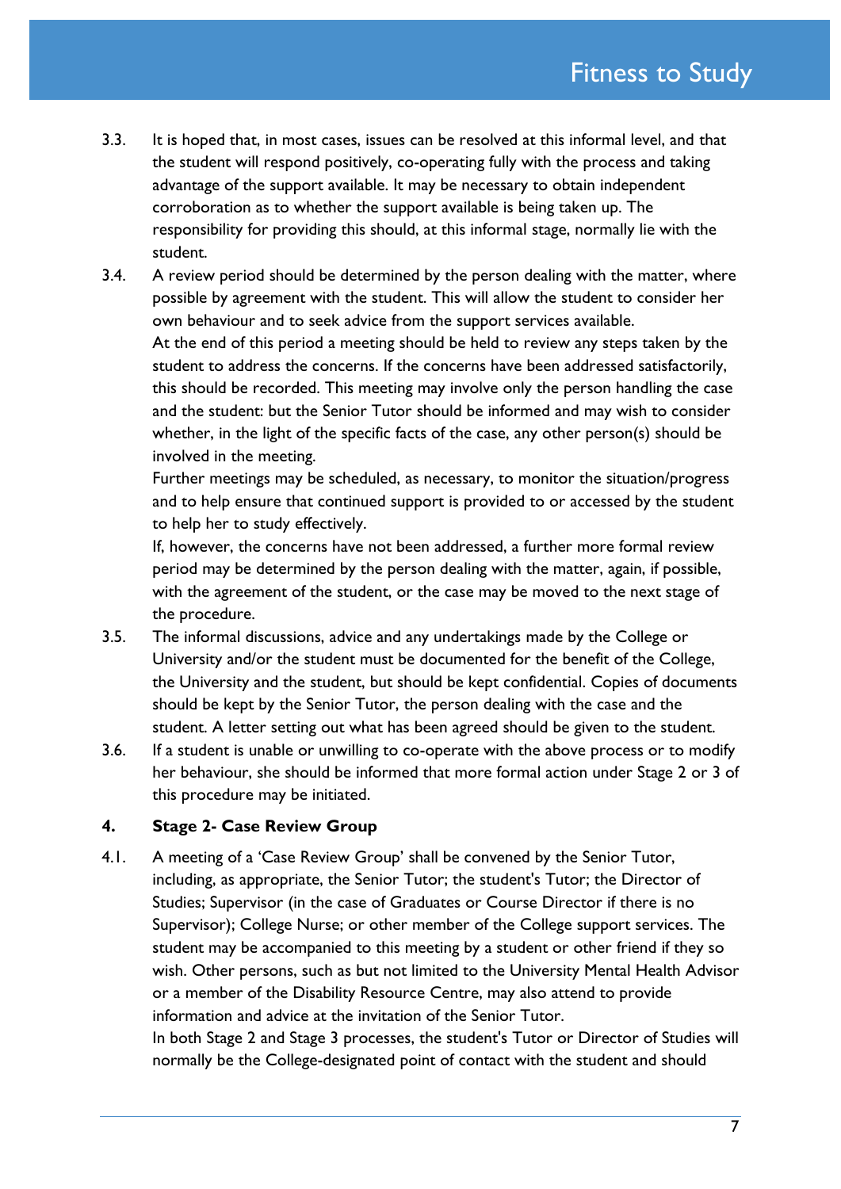3.3. It is hoped that, in most cases, issues can be resolved at this informal level, and that the student will respond positively, co-operating fully with the process and taking advantage of the support available. It may be necessary to obtain independent corroboration as to whether the support available is being taken up. The responsibility for providing this should, at this informal stage, normally lie with the student.

3.4. A review period should be determined by the person dealing with the matter, where possible by agreement with the student. This will allow the student to consider her own behaviour and to seek advice from the support services available.

At the end of this period a meeting should be held to review any steps taken by the student to address the concerns. If the concerns have been addressed satisfactorily, this should be recorded. This meeting may involve only the person handling the case and the student: but the Senior Tutor should be informed and may wish to consider whether, in the light of the specific facts of the case, any other person(s) should be involved in the meeting.

Further meetings may be scheduled, as necessary, to monitor the situation/progress and to help ensure that continued support is provided to or accessed by the student to help her to study effectively.

If, however, the concerns have not been addressed, a further more formal review period may be determined by the person dealing with the matter, again, if possible, with the agreement of the student, or the case may be moved to the next stage of the procedure.

3.5. The informal discussions, advice and any undertakings made by the College or University and/or the student must be documented for the benefit of the College, the University and the student, but should be kept confidential. Copies of documents should be kept by the Senior Tutor, the person dealing with the case and the student. A letter setting out what has been agreed should be given to the student.

3.6. If a student is unable or unwilling to co-operate with the above process or to modify her behaviour, she should be informed that more formal action under Stage 2 or 3 of this procedure may be initiated.

## 4. Stage 2- Case Review Group

4.1. A meeting of a 'Case Review Group' shall be convened by the Senior Tutor, including, as appropriate, the Senior Tutor; the student's Tutor; the Director of Studies; Supervisor (in the case of Graduates or Course Director if there is no Supervisor); College Nurse; or other member of the College support services. The student may be accompanied to this meeting by a student or other friend if they so wish. Other persons, such as but not limited to the University Mental Health Advisor or a member of the Disability Resource Centre, may also attend to provide information and advice at the invitation of the Senior Tutor.

In both Stage 2 and Stage 3 processes, the student's Tutor or Director of Studies will normally be the College-designated point of contact with the student and should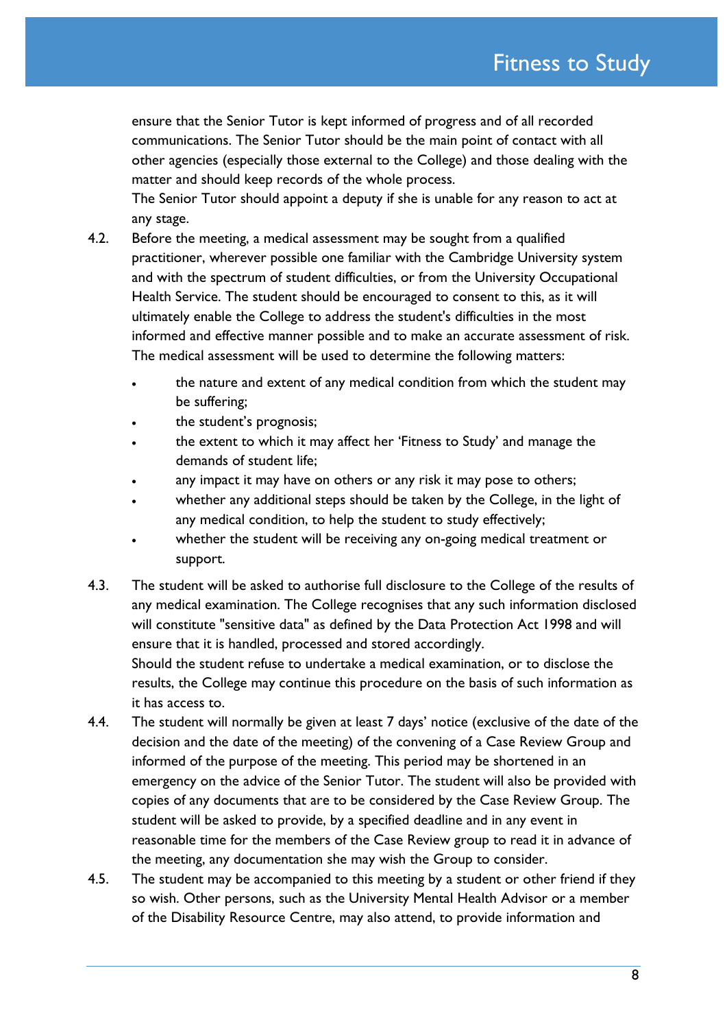ensure that the Senior Tutor is kept informed of progress and of all recorded communications. The Senior Tutor should be the main point of contact with all other agencies (especially those external to the College) and those dealing with the matter and should keep records of the whole process.

The Senior Tutor should appoint a deputy if she is unable for any reason to act at any stage.

4.2. Before the meeting, a medical assessment may be sought from a qualified practitioner, wherever possible one familiar with the Cambridge University system and with the spectrum of student difficulties, or from the University Occupational Health Service. The student should be encouraged to consent to this, as it will ultimately enable the College to address the student's difficulties in the most informed and effective manner possible and to make an accurate assessment of risk. The medical assessment will be used to determine the following matters:

- the nature and extent of any medical condition from which the student may be suffering;
- the student's prognosis;
- the extent to which it may affect her 'Fitness to Study' and manage the demands of student life;
- any impact it may have on others or any risk it may pose to others;
- whether any additional steps should be taken by the College, in the light of any medical condition, to help the student to study effectively;
- whether the student will be receiving any on-going medical treatment or support.

4.3. The student will be asked to authorise full disclosure to the College of the results of any medical examination. The College recognises that any such information disclosed will constitute "sensitive data" as defined by the Data Protection Act 1998 and will ensure that it is handled, processed and stored accordingly.

Should the student refuse to undertake a medical examination, or to disclose the results, the College may continue this procedure on the basis of such information as it has access to.

4.4. The student will normally be given at least 7 days' notice (exclusive of the date of the decision and the date of the meeting) of the convening of a Case Review Group and informed of the purpose of the meeting. This period may be shortened in an emergency on the advice of the Senior Tutor. The student will also be provided with copies of any documents that are to be considered by the Case Review Group. The student will be asked to provide, by a specified deadline and in any event in reasonable time for the members of the Case Review group to read it in advance of the meeting, any documentation she may wish the Group to consider.

4.5. The student may be accompanied to this meeting by a student or other friend if they so wish. Other persons, such as the University Mental Health Advisor or a member of the Disability Resource Centre, may also attend, to provide information and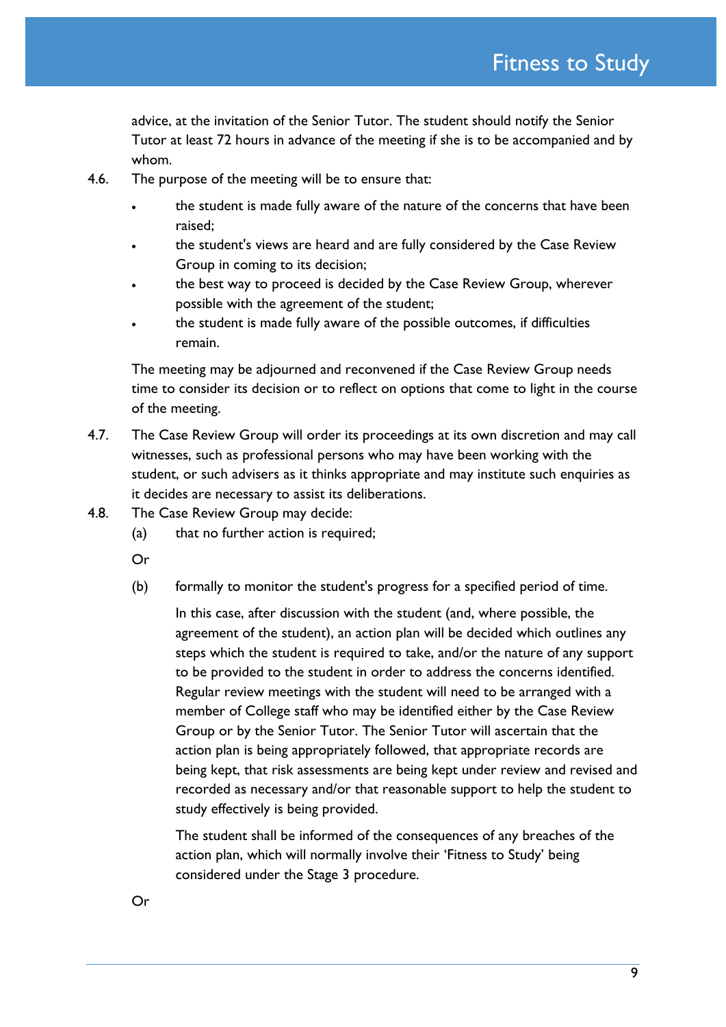advice, at the invitation of the Senior Tutor. The student should notify the Senior Tutor at least 72 hours in advance of the meeting if she is to be accompanied and by whom.

4.6. The purpose of the meeting will be to ensure that:

- the student is made fully aware of the nature of the concerns that have been raised;
- the student's views are heard and are fully considered by the Case Review Group in coming to its decision;
- the best way to proceed is decided by the Case Review Group, wherever possible with the agreement of the student;
- the student is made fully aware of the possible outcomes, if difficulties remain.

The meeting may be adjourned and reconvened if the Case Review Group needs time to consider its decision or to reflect on options that come to light in the course of the meeting.

4.7. The Case Review Group will order its proceedings at its own discretion and may call witnesses, such as professional persons who may have been working with the student, or such advisers as it thinks appropriate and may institute such enquiries as it decides are necessary to assist its deliberations.

4.8. The Case Review Group may decide:

(a) that no further action is required;

Or

(b) formally to monitor the student's progress for a specified period of time.

In this case, after discussion with the student (and, where possible, the agreement of the student), an action plan will be decided which outlines any steps which the student is required to take, and/or the nature of any support to be provided to the student in order to address the concerns identified. Regular review meetings with the student will need to be arranged with a member of College staff who may be identified either by the Case Review Group or by the Senior Tutor. The Senior Tutor will ascertain that the action plan is being appropriately followed, that appropriate records are being kept, that risk assessments are being kept under review and revised and recorded as necessary and/or that reasonable support to help the student to study effectively is being provided.

The student shall be informed of the consequences of any breaches of the action plan, which will normally involve their 'Fitness to Study' being considered under the Stage 3 procedure.

Or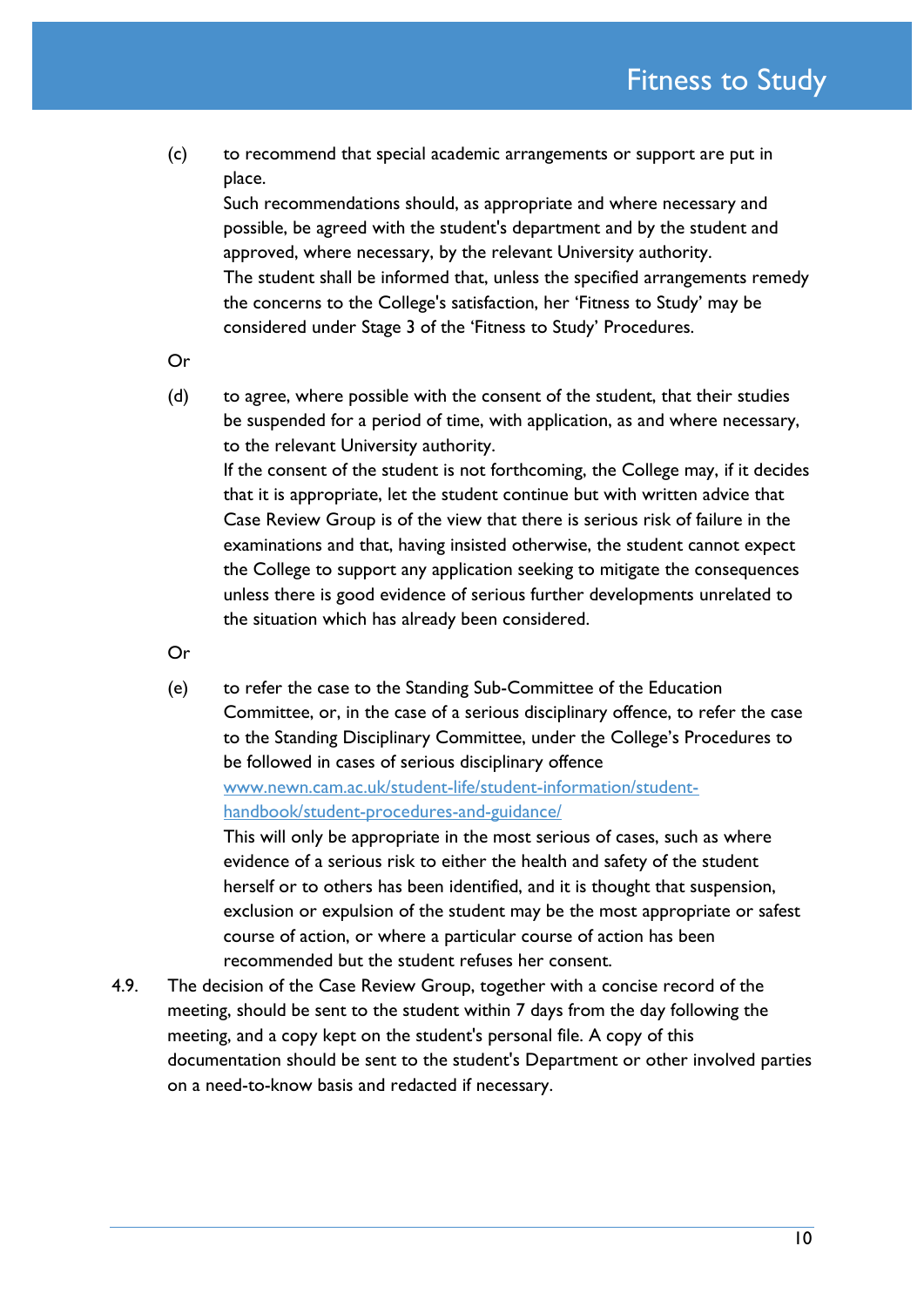(c) to recommend that special academic arrangements or support are put in place.

Such recommendations should, as appropriate and where necessary and possible, be agreed with the student's department and by the student and approved, where necessary, by the relevant University authority.

The student shall be informed that, unless the specified arrangements remedy the concerns to the College's satisfaction, her 'Fitness to Study' may be considered under Stage 3 of the 'Fitness to Study' Procedures.

Or

(d) to agree, where possible with the consent of the student, that their studies be suspended for a period of time, with application, as and where necessary, to the relevant University authority.

If the consent of the student is not forthcoming, the College may, if it decides that it is appropriate, let the student continue but with written advice that Case Review Group is of the view that there is serious risk of failure in the examinations and that, having insisted otherwise, the student cannot expect the College to support any application seeking to mitigate the consequences unless there is good evidence of serious further developments unrelated to the situation which has already been considered.

Or

(e) to refer the case to the Standing Sub-Committee of the Education Committee, or, in the case of a serious disciplinary offence, to refer the case to the Standing Disciplinary Committee, under the College's Procedures to be followed in cases of serious disciplinary offence [www.newn.cam.ac.uk/student-life/student-information/student-handbook/student-procedures-and-guidance/](http://www.newn.cam.ac.uk/student-life/student-information/student-handbook/student-procedures-and-guidance/)

This will only be appropriate in the most serious of cases, such as where evidence of a serious risk to either the health and safety of the student herself or to others has been identified, and it is thought that suspension, exclusion or expulsion of the student may be the most appropriate or safest course of action, or where a particular course of action has been recommended but the student refuses her consent.

4.9. The decision of the Case Review Group, together with a concise record of the meeting, should be sent to the student within 7 days from the day following the meeting, and a copy kept on the student's personal file. A copy of this documentation should be sent to the student's Department or other involved parties on a need-to-know basis and redacted if necessary.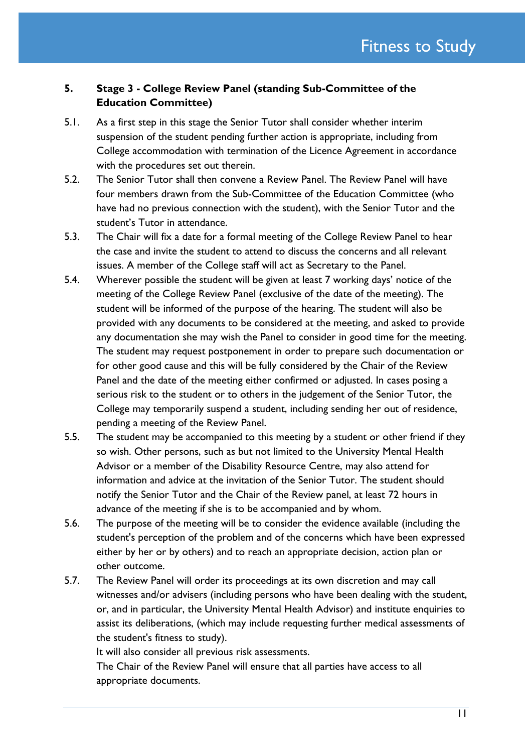## 5. Stage 3 - College Review Panel (standing Sub-Committee of the Education Committee)

5.1. As a first step in this stage the Senior Tutor shall consider whether interim suspension of the student pending further action is appropriate, including from College accommodation with termination of the Licence Agreement in accordance with the procedures set out therein.

5.2. The Senior Tutor shall then convene a Review Panel. The Review Panel will have four members drawn from the Sub-Committee of the Education Committee (who have had no previous connection with the student), with the Senior Tutor and the student's Tutor in attendance.

5.3. The Chair will fix a date for a formal meeting of the College Review Panel to hear the case and invite the student to attend to discuss the concerns and all relevant issues. A member of the College staff will act as Secretary to the Panel.

5.4. Wherever possible the student will be given at least 7 working days' notice of the meeting of the College Review Panel (exclusive of the date of the meeting). The student will be informed of the purpose of the hearing. The student will also be provided with any documents to be considered at the meeting, and asked to provide any documentation she may wish the Panel to consider in good time for the meeting. The student may request postponement in order to prepare such documentation or for other good cause and this will be fully considered by the Chair of the Review Panel and the date of the meeting either confirmed or adjusted. In cases posing a serious risk to the student or to others in the judgement of the Senior Tutor, the College may temporarily suspend a student, including sending her out of residence, pending a meeting of the Review Panel.

5.5. The student may be accompanied to this meeting by a student or other friend if they so wish. Other persons, such as but not limited to the University Mental Health Advisor or a member of the Disability Resource Centre, may also attend for information and advice at the invitation of the Senior Tutor. The student should notify the Senior Tutor and the Chair of the Review panel, at least 72 hours in advance of the meeting if she is to be accompanied and by whom.

5.6. The purpose of the meeting will be to consider the evidence available (including the student's perception of the problem and of the concerns which have been expressed either by her or by others) and to reach an appropriate decision, action plan or other outcome.

5.7. The Review Panel will order its proceedings at its own discretion and may call witnesses and/or advisers (including persons who have been dealing with the student, or, and in particular, the University Mental Health Advisor) and institute enquiries to assist its deliberations, (which may include requesting further medical assessments of the student's fitness to study).

It will also consider all previous risk assessments.

The Chair of the Review Panel will ensure that all parties have access to all appropriate documents.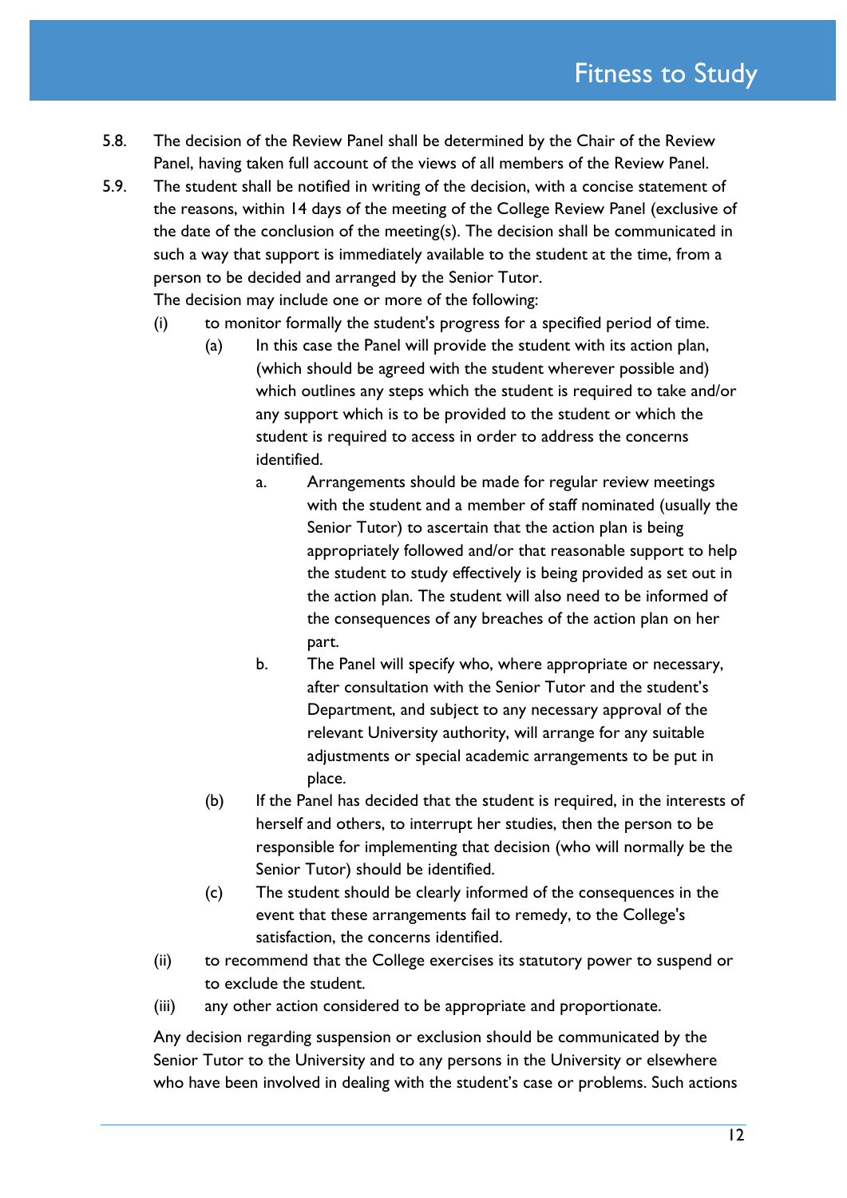5.8. The decision of the Review Panel shall be determined by the Chair of the Review Panel, having taken full account of the views of all members of the Review Panel.

5.9. The student shall be notified in writing of the decision, with a concise statement of the reasons, within 14 days of the meeting of the College Review Panel (exclusive of the date of the conclusion of the meeting(s). The decision shall be communicated in such a way that support is immediately available to the student at the time, from a person to be decided and arranged by the Senior Tutor.

The decision may include one or more of the following:

(i) to monitor formally the student's progress for a specified period of time.

- (a) In this case the Panel will provide the student with its action plan, (which should be agreed with the student wherever possible and) which outlines any steps which the student is required to take and/or any support which is to be provided to the student or which the student is required to access in order to address the concerns identified.
  - a. Arrangements should be made for regular review meetings with the student and a member of staff nominated (usually the Senior Tutor) to ascertain that the action plan is being appropriately followed and/or that reasonable support to help the student to study effectively is being provided as set out in the action plan. The student will also need to be informed of the consequences of any breaches of the action plan on her part.
  - b. The Panel will specify who, where appropriate or necessary, after consultation with the Senior Tutor and the student's Department, and subject to any necessary approval of the relevant University authority, will arrange for any suitable adjustments or special academic arrangements to be put in place.
- (b) If the Panel has decided that the student is required, in the interests of herself and others, to interrupt her studies, then the person to be responsible for implementing that decision (who will normally be the Senior Tutor) should be identified.
- (c) The student should be clearly informed of the consequences in the event that these arrangements fail to remedy, to the College's satisfaction, the concerns identified.

(ii) to recommend that the College exercises its statutory power to suspend or to exclude the student.

(iii) any other action considered to be appropriate and proportionate.

Any decision regarding suspension or exclusion should be communicated by the Senior Tutor to the University and to any persons in the University or elsewhere who have been involved in dealing with the student's case or problems. Such actions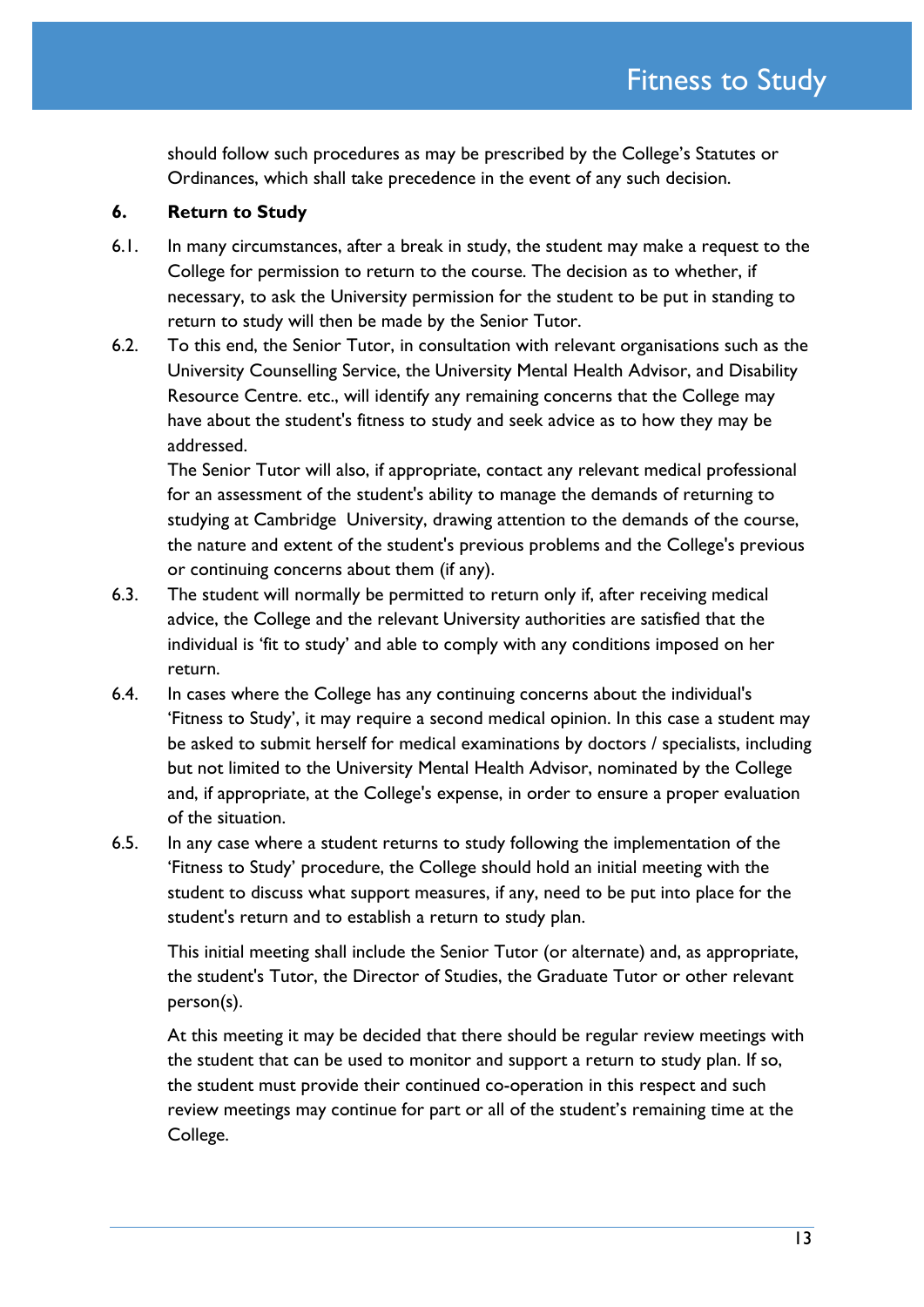should follow such procedures as may be prescribed by the College's Statutes or Ordinances, which shall take precedence in the event of any such decision.

**6. Return to Study**

6.1. In many circumstances, after a break in study, the student may make a request to the College for permission to return to the course. The decision as to whether, if necessary, to ask the University permission for the student to be put in standing to return to study will then be made by the Senior Tutor.

6.2. To this end, the Senior Tutor, in consultation with relevant organisations such as the University Counselling Service, the University Mental Health Advisor, and Disability Resource Centre. etc., will identify any remaining concerns that the College may have about the student's fitness to study and seek advice as to how they may be addressed.
The Senior Tutor will also, if appropriate, contact any relevant medical professional for an assessment of the student's ability to manage the demands of returning to studying at Cambridge University, drawing attention to the demands of the course, the nature and extent of the student's previous problems and the College's previous or continuing concerns about them (if any).

6.3. The student will normally be permitted to return only if, after receiving medical advice, the College and the relevant University authorities are satisfied that the individual is 'fit to study' and able to comply with any conditions imposed on her return.

6.4. In cases where the College has any continuing concerns about the individual's 'Fitness to Study', it may require a second medical opinion. In this case a student may be asked to submit herself for medical examinations by doctors / specialists, including but not limited to the University Mental Health Advisor, nominated by the College and, if appropriate, at the College's expense, in order to ensure a proper evaluation of the situation.

6.5. In any case where a student returns to study following the implementation of the 'Fitness to Study' procedure, the College should hold an initial meeting with the student to discuss what support measures, if any, need to be put into place for the student's return and to establish a return to study plan.

This initial meeting shall include the Senior Tutor (or alternate) and, as appropriate, the student's Tutor, the Director of Studies, the Graduate Tutor or other relevant person(s).

At this meeting it may be decided that there should be regular review meetings with the student that can be used to monitor and support a return to study plan. If so, the student must provide their continued co-operation in this respect and such review meetings may continue for part or all of the student's remaining time at the College.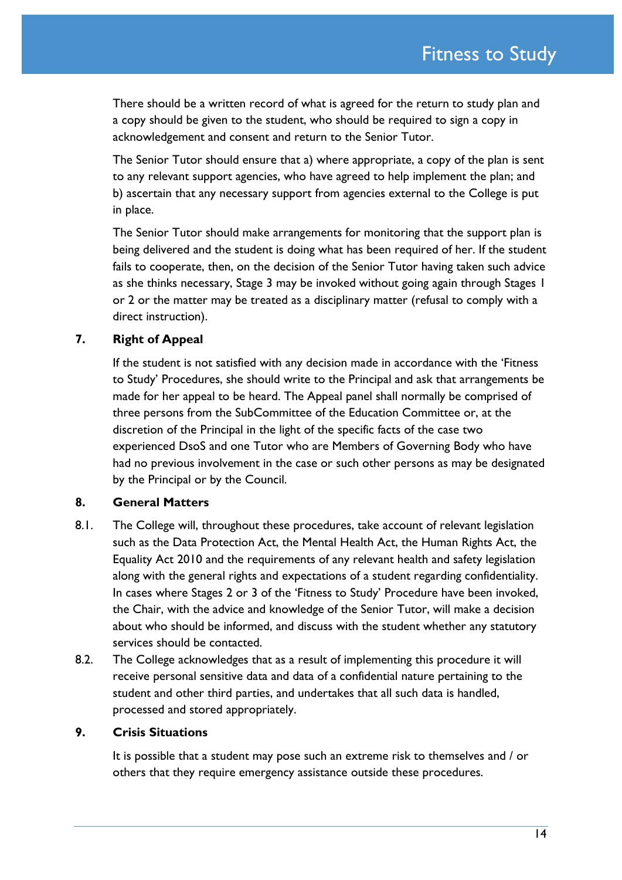There should be a written record of what is agreed for the return to study plan and a copy should be given to the student, who should be required to sign a copy in acknowledgement and consent and return to the Senior Tutor.

The Senior Tutor should ensure that a) where appropriate, a copy of the plan is sent to any relevant support agencies, who have agreed to help implement the plan; and b) ascertain that any necessary support from agencies external to the College is put in place.

The Senior Tutor should make arrangements for monitoring that the support plan is being delivered and the student is doing what has been required of her. If the student fails to cooperate, then, on the decision of the Senior Tutor having taken such advice as she thinks necessary, Stage 3 may be invoked without going again through Stages 1 or 2 or the matter may be treated as a disciplinary matter (refusal to comply with a direct instruction).

## 7. Right of Appeal

If the student is not satisfied with any decision made in accordance with the 'Fitness to Study' Procedures, she should write to the Principal and ask that arrangements be made for her appeal to be heard. The Appeal panel shall normally be comprised of three persons from the SubCommittee of the Education Committee or, at the discretion of the Principal in the light of the specific facts of the case two experienced DsoS and one Tutor who are Members of Governing Body who have had no previous involvement in the case or such other persons as may be designated by the Principal or by the Council.

## 8. General Matters

8.1. The College will, throughout these procedures, take account of relevant legislation such as the Data Protection Act, the Mental Health Act, the Human Rights Act, the Equality Act 2010 and the requirements of any relevant health and safety legislation along with the general rights and expectations of a student regarding confidentiality. In cases where Stages 2 or 3 of the 'Fitness to Study' Procedure have been invoked, the Chair, with the advice and knowledge of the Senior Tutor, will make a decision about who should be informed, and discuss with the student whether any statutory services should be contacted.

8.2. The College acknowledges that as a result of implementing this procedure it will receive personal sensitive data and data of a confidential nature pertaining to the student and other third parties, and undertakes that all such data is handled, processed and stored appropriately.

## 9. Crisis Situations

It is possible that a student may pose such an extreme risk to themselves and / or others that they require emergency assistance outside these procedures.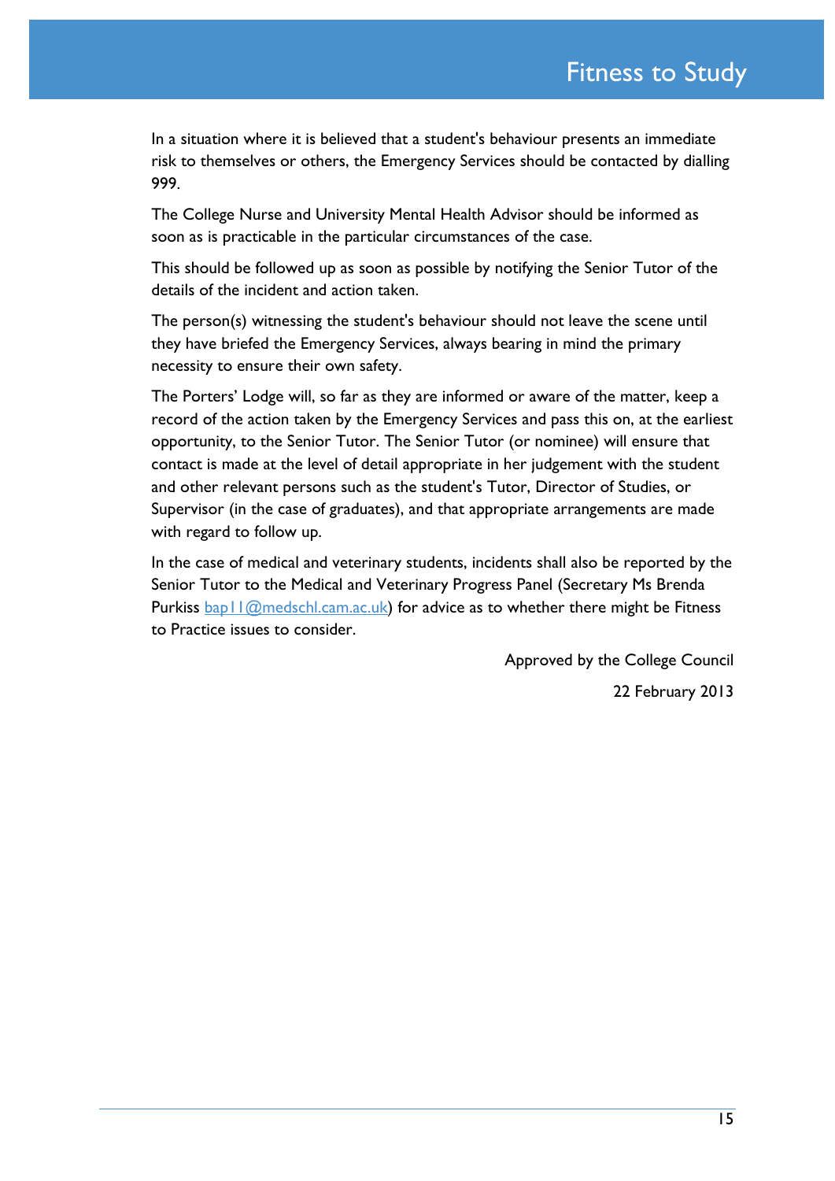In a situation where it is believed that a student's behaviour presents an immediate risk to themselves or others, the Emergency Services should be contacted by dialling 999.

The College Nurse and University Mental Health Advisor should be informed as soon as is practicable in the particular circumstances of the case.

This should be followed up as soon as possible by notifying the Senior Tutor of the details of the incident and action taken.

The person(s) witnessing the student's behaviour should not leave the scene until they have briefed the Emergency Services, always bearing in mind the primary necessity to ensure their own safety.

The Porters' Lodge will, so far as they are informed or aware of the matter, keep a record of the action taken by the Emergency Services and pass this on, at the earliest opportunity, to the Senior Tutor. The Senior Tutor (or nominee) will ensure that contact is made at the level of detail appropriate in her judgement with the student and other relevant persons such as the student's Tutor, Director of Studies, or Supervisor (in the case of graduates), and that appropriate arrangements are made with regard to follow up.

In the case of medical and veterinary students, incidents shall also be reported by the Senior Tutor to the Medical and Veterinary Progress Panel (Secretary Ms Brenda Purkiss bap11@medschl.cam.ac.uk) for advice as to whether there might be Fitness to Practice issues to consider.

Approved by the College Council

22 February 2013